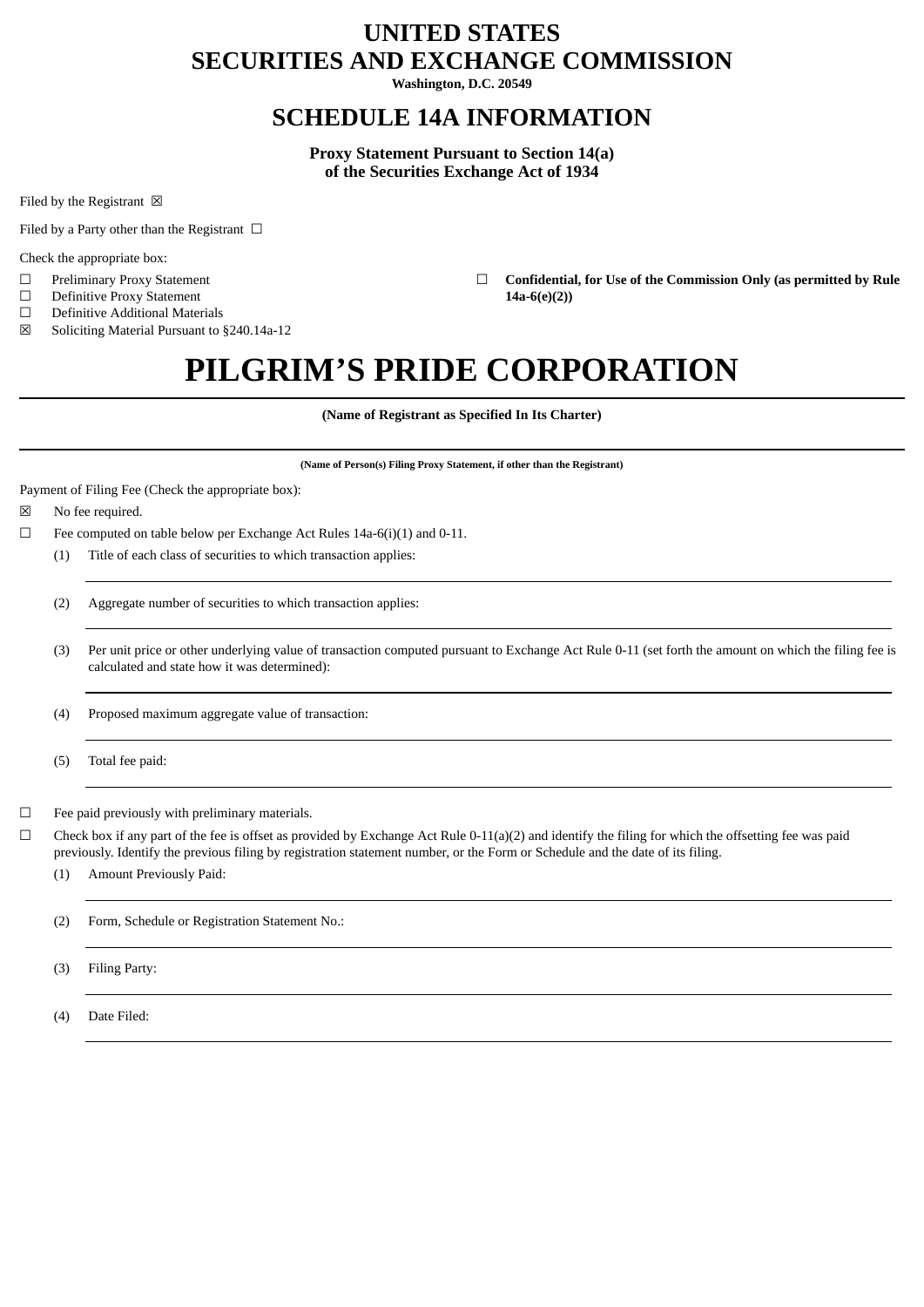# UNITED STATES
# SECURITIES AND EXCHANGE COMMISSION

**Washington, D.C. 20549**

## SCHEDULE 14A INFORMATION

**Proxy Statement Pursuant to Section 14(a)**
**of the Securities Exchange Act of 1934**

Filed by the Registrant ☒

Filed by a Party other than the Registrant ☐

Check the appropriate box:

☐ Preliminary Proxy Statement

☐ **Confidential, for Use of the Commission Only (as permitted by Rule 14a-6(e)(2))**

☐ Definitive Proxy Statement

☐ Definitive Additional Materials

☒ Soliciting Material Pursuant to §240.14a-12

# PILGRIM'S PRIDE CORPORATION

**(Name of Registrant as Specified In Its Charter)**

**(Name of Person(s) Filing Proxy Statement, if other than the Registrant)**

Payment of Filing Fee (Check the appropriate box):

☒ No fee required.

☐ Fee computed on table below per Exchange Act Rules 14a-6(i)(1) and 0-11.

(1) Title of each class of securities to which transaction applies:

(2) Aggregate number of securities to which transaction applies:

(3) Per unit price or other underlying value of transaction computed pursuant to Exchange Act Rule 0-11 (set forth the amount on which the filing fee is calculated and state how it was determined):

(4) Proposed maximum aggregate value of transaction:

(5) Total fee paid:

☐ Fee paid previously with preliminary materials.

☐ Check box if any part of the fee is offset as provided by Exchange Act Rule 0-11(a)(2) and identify the filing for which the offsetting fee was paid previously. Identify the previous filing by registration statement number, or the Form or Schedule and the date of its filing.

(1) Amount Previously Paid:

(2) Form, Schedule or Registration Statement No.:

(3) Filing Party:

(4) Date Filed: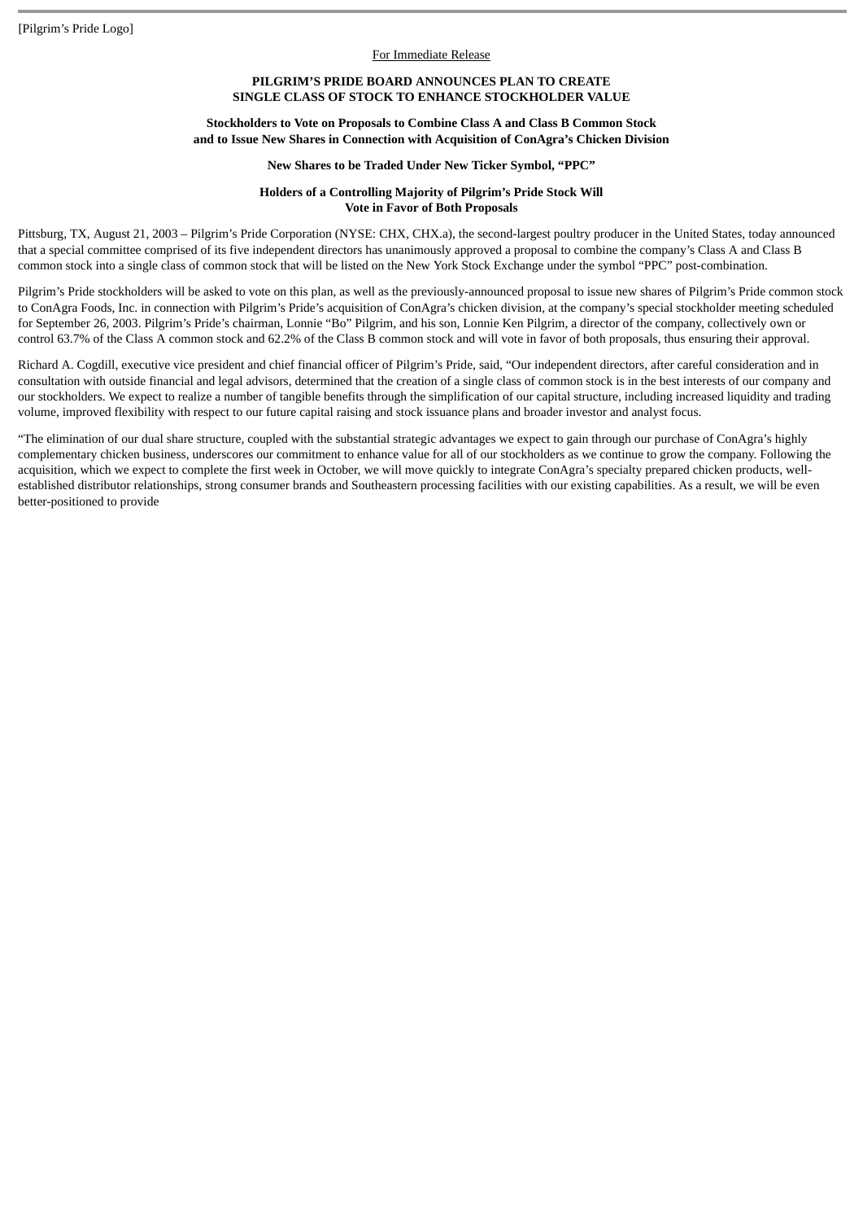[Pilgrim's Pride Logo]

For Immediate Release

**PILGRIM'S PRIDE BOARD ANNOUNCES PLAN TO CREATE SINGLE CLASS OF STOCK TO ENHANCE STOCKHOLDER VALUE**

**Stockholders to Vote on Proposals to Combine Class A and Class B Common Stock and to Issue New Shares in Connection with Acquisition of ConAgra's Chicken Division**

**New Shares to be Traded Under New Ticker Symbol, "PPC"**

**Holders of a Controlling Majority of Pilgrim's Pride Stock Will Vote in Favor of Both Proposals**

Pittsburg, TX, August 21, 2003 – Pilgrim's Pride Corporation (NYSE: CHX, CHX.a), the second-largest poultry producer in the United States, today announced that a special committee comprised of its five independent directors has unanimously approved a proposal to combine the company's Class A and Class B common stock into a single class of common stock that will be listed on the New York Stock Exchange under the symbol "PPC" post-combination.

Pilgrim's Pride stockholders will be asked to vote on this plan, as well as the previously-announced proposal to issue new shares of Pilgrim's Pride common stock to ConAgra Foods, Inc. in connection with Pilgrim's Pride's acquisition of ConAgra's chicken division, at the company's special stockholder meeting scheduled for September 26, 2003. Pilgrim's Pride's chairman, Lonnie "Bo" Pilgrim, and his son, Lonnie Ken Pilgrim, a director of the company, collectively own or control 63.7% of the Class A common stock and 62.2% of the Class B common stock and will vote in favor of both proposals, thus ensuring their approval.

Richard A. Cogdill, executive vice president and chief financial officer of Pilgrim's Pride, said, "Our independent directors, after careful consideration and in consultation with outside financial and legal advisors, determined that the creation of a single class of common stock is in the best interests of our company and our stockholders. We expect to realize a number of tangible benefits through the simplification of our capital structure, including increased liquidity and trading volume, improved flexibility with respect to our future capital raising and stock issuance plans and broader investor and analyst focus.

"The elimination of our dual share structure, coupled with the substantial strategic advantages we expect to gain through our purchase of ConAgra's highly complementary chicken business, underscores our commitment to enhance value for all of our stockholders as we continue to grow the company. Following the acquisition, which we expect to complete the first week in October, we will move quickly to integrate ConAgra's specialty prepared chicken products, well-established distributor relationships, strong consumer brands and Southeastern processing facilities with our existing capabilities. As a result, we will be even better-positioned to provide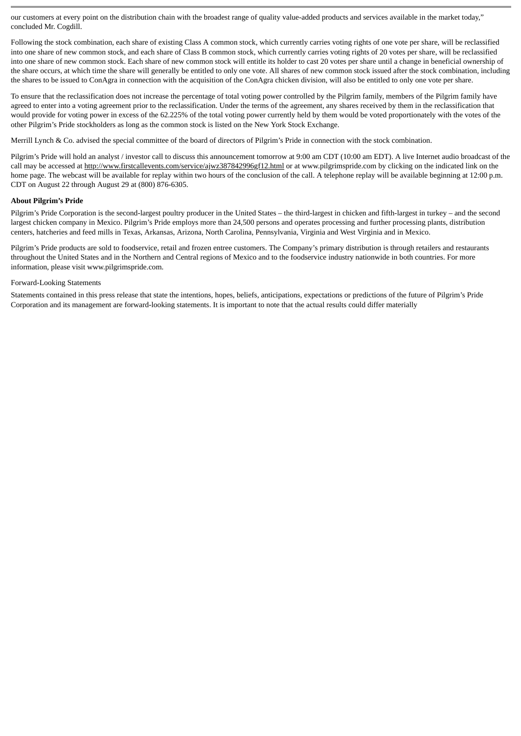our customers at every point on the distribution chain with the broadest range of quality value-added products and services available in the market today," concluded Mr. Cogdill.

Following the stock combination, each share of existing Class A common stock, which currently carries voting rights of one vote per share, will be reclassified into one share of new common stock, and each share of Class B common stock, which currently carries voting rights of 20 votes per share, will be reclassified into one share of new common stock. Each share of new common stock will entitle its holder to cast 20 votes per share until a change in beneficial ownership of the share occurs, at which time the share will generally be entitled to only one vote. All shares of new common stock issued after the stock combination, including the shares to be issued to ConAgra in connection with the acquisition of the ConAgra chicken division, will also be entitled to only one vote per share.

To ensure that the reclassification does not increase the percentage of total voting power controlled by the Pilgrim family, members of the Pilgrim family have agreed to enter into a voting agreement prior to the reclassification. Under the terms of the agreement, any shares received by them in the reclassification that would provide for voting power in excess of the 62.225% of the total voting power currently held by them would be voted proportionately with the votes of the other Pilgrim's Pride stockholders as long as the common stock is listed on the New York Stock Exchange.

Merrill Lynch & Co. advised the special committee of the board of directors of Pilgrim's Pride in connection with the stock combination.

Pilgrim's Pride will hold an analyst / investor call to discuss this announcement tomorrow at 9:00 am CDT (10:00 am EDT). A live Internet audio broadcast of the call may be accessed at http://www.firstcallevents.com/service/ajwz387842996gf12.html or at www.pilgrimspride.com by clicking on the indicated link on the home page. The webcast will be available for replay within two hours of the conclusion of the call. A telephone replay will be available beginning at 12:00 p.m. CDT on August 22 through August 29 at (800) 876-6305.

**About Pilgrim's Pride**

Pilgrim's Pride Corporation is the second-largest poultry producer in the United States – the third-largest in chicken and fifth-largest in turkey – and the second largest chicken company in Mexico. Pilgrim's Pride employs more than 24,500 persons and operates processing and further processing plants, distribution centers, hatcheries and feed mills in Texas, Arkansas, Arizona, North Carolina, Pennsylvania, Virginia and West Virginia and in Mexico.

Pilgrim's Pride products are sold to foodservice, retail and frozen entree customers. The Company's primary distribution is through retailers and restaurants throughout the United States and in the Northern and Central regions of Mexico and to the foodservice industry nationwide in both countries. For more information, please visit www.pilgrimspride.com.

Forward-Looking Statements

Statements contained in this press release that state the intentions, hopes, beliefs, anticipations, expectations or predictions of the future of Pilgrim's Pride Corporation and its management are forward-looking statements. It is important to note that the actual results could differ materially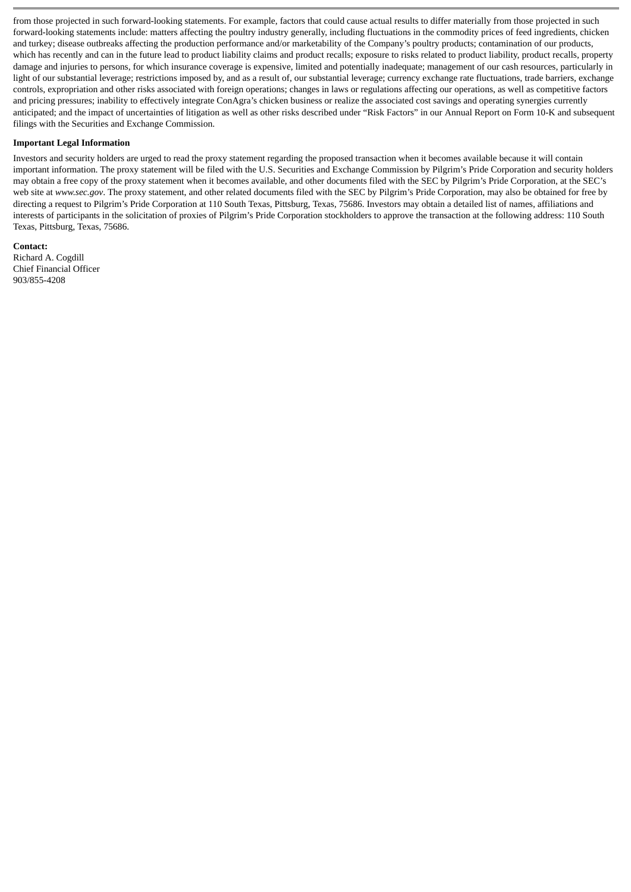from those projected in such forward-looking statements. For example, factors that could cause actual results to differ materially from those projected in such forward-looking statements include: matters affecting the poultry industry generally, including fluctuations in the commodity prices of feed ingredients, chicken and turkey; disease outbreaks affecting the production performance and/or marketability of the Company's poultry products; contamination of our products, which has recently and can in the future lead to product liability claims and product recalls; exposure to risks related to product liability, product recalls, property damage and injuries to persons, for which insurance coverage is expensive, limited and potentially inadequate; management of our cash resources, particularly in light of our substantial leverage; restrictions imposed by, and as a result of, our substantial leverage; currency exchange rate fluctuations, trade barriers, exchange controls, expropriation and other risks associated with foreign operations; changes in laws or regulations affecting our operations, as well as competitive factors and pricing pressures; inability to effectively integrate ConAgra's chicken business or realize the associated cost savings and operating synergies currently anticipated; and the impact of uncertainties of litigation as well as other risks described under "Risk Factors" in our Annual Report on Form 10-K and subsequent filings with the Securities and Exchange Commission.

**Important Legal Information**

Investors and security holders are urged to read the proxy statement regarding the proposed transaction when it becomes available because it will contain important information. The proxy statement will be filed with the U.S. Securities and Exchange Commission by Pilgrim's Pride Corporation and security holders may obtain a free copy of the proxy statement when it becomes available, and other documents filed with the SEC by Pilgrim's Pride Corporation, at the SEC's web site at *www.sec.gov*. The proxy statement, and other related documents filed with the SEC by Pilgrim's Pride Corporation, may also be obtained for free by directing a request to Pilgrim's Pride Corporation at 110 South Texas, Pittsburg, Texas, 75686. Investors may obtain a detailed list of names, affiliations and interests of participants in the solicitation of proxies of Pilgrim's Pride Corporation stockholders to approve the transaction at the following address: 110 South Texas, Pittsburg, Texas, 75686.

**Contact:**
Richard A. Cogdill
Chief Financial Officer
903/855-4208